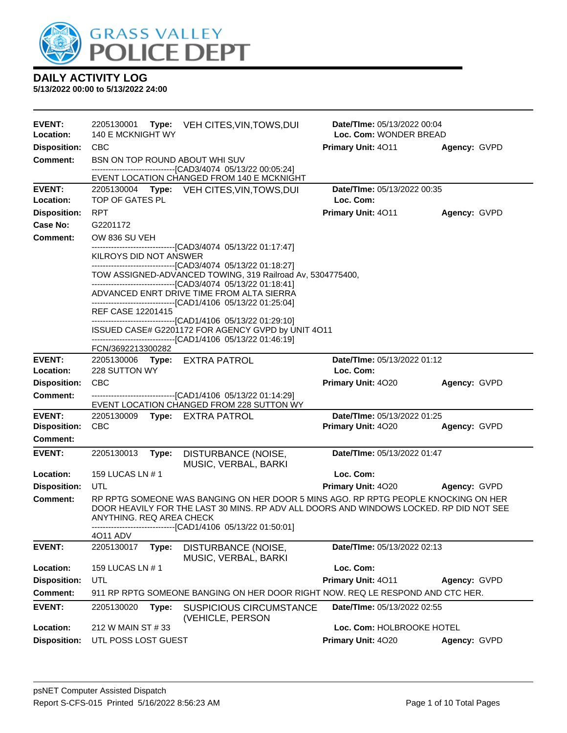# GRASS VALLEY POLICE DEPT

## DAILY ACTIVITY LOG

**5/13/2022 00:00 to 5/13/2022 24:00**

---

**EVENT:** 2205130001 **Type:** VEH CITES,VIN,TOWS,DUI **Date/TIme:** 05/13/2022 00:04
**Location:** 140 E MCKNIGHT WY **Loc. Com:** WONDER BREAD
**Disposition:** CBC **Primary Unit:** 4O11 **Agency:** GVPD
**Comment:** BSN ON TOP ROUND ABOUT WHI SUV
------------------------------[CAD3/4074 05/13/22 00:05:24]
EVENT LOCATION CHANGED FROM 140 E MCKNIGHT

---

**EVENT:** 2205130004 **Type:** VEH CITES,VIN,TOWS,DUI **Date/TIme:** 05/13/2022 00:35
**Location:** TOP OF GATES PL **Loc. Com:**
**Disposition:** RPT **Primary Unit:** 4O11 **Agency:** GVPD
**Case No:** G2201172
**Comment:** OW 836 SU VEH
------------------------------[CAD3/4074 05/13/22 01:17:47]
KILROYS DID NOT ANSWER
------------------------------[CAD3/4074 05/13/22 01:18:27]
TOW ASSIGNED-ADVANCED TOWING, 319 Railroad Av, 5304775400,
------------------------------[CAD3/4074 05/13/22 01:18:41]
ADVANCED ENRT DRIVE TIME FROM ALTA SIERRA
------------------------------[CAD1/4106 05/13/22 01:25:04]
REF CASE 12201415
------------------------------[CAD1/4106 05/13/22 01:29:10]
ISSUED CASE# G2201172 FOR AGENCY GVPD by UNIT 4O11
------------------------------[CAD1/4106 05/13/22 01:46:19]
FCN/3692213300282

---

**EVENT:** 2205130006 **Type:** EXTRA PATROL **Date/TIme:** 05/13/2022 01:12
**Location:** 228 SUTTON WY **Loc. Com:**
**Disposition:** CBC **Primary Unit:** 4O20 **Agency:** GVPD
**Comment:** ------------------------------[CAD1/4106 05/13/22 01:14:29]
EVENT LOCATION CHANGED FROM 228 SUTTON WY

---

**EVENT:** 2205130009 **Type:** EXTRA PATROL **Date/TIme:** 05/13/2022 01:25
**Disposition:** CBC **Primary Unit:** 4O20 **Agency:** GVPD
**Comment:**

---

**EVENT:** 2205130013 **Type:** DISTURBANCE (NOISE, MUSIC, VERBAL, BARKI **Date/TIme:** 05/13/2022 01:47
**Location:** 159 LUCAS LN # 1 **Loc. Com:**
**Disposition:** UTL **Primary Unit:** 4O20 **Agency:** GVPD
**Comment:** RP RPTG SOMEONE WAS BANGING ON HER DOOR 5 MINS AGO. RP RPTG PEOPLE KNOCKING ON HER DOOR HEAVILY FOR THE LAST 30 MINS. RP ADV ALL DOORS AND WINDOWS LOCKED. RP DID NOT SEE ANYTHING. REQ AREA CHECK
------------------------------[CAD1/4106 05/13/22 01:50:01]
4O11 ADV

---

**EVENT:** 2205130017 **Type:** DISTURBANCE (NOISE, MUSIC, VERBAL, BARKI **Date/TIme:** 05/13/2022 02:13
**Location:** 159 LUCAS LN # 1 **Loc. Com:**
**Disposition:** UTL **Primary Unit:** 4O11 **Agency:** GVPD
**Comment:** 911 RP RPTG SOMEONE BANGING ON HER DOOR RIGHT NOW. REQ LE RESPOND AND CTC HER.

---

**EVENT:** 2205130020 **Type:** SUSPICIOUS CIRCUMSTANCE (VEHICLE, PERSON **Date/TIme:** 05/13/2022 02:55
**Location:** 212 W MAIN ST # 33 **Loc. Com:** HOLBROOKE HOTEL
**Disposition:** UTL POSS LOST GUEST **Primary Unit:** 4O20 **Agency:** GVPD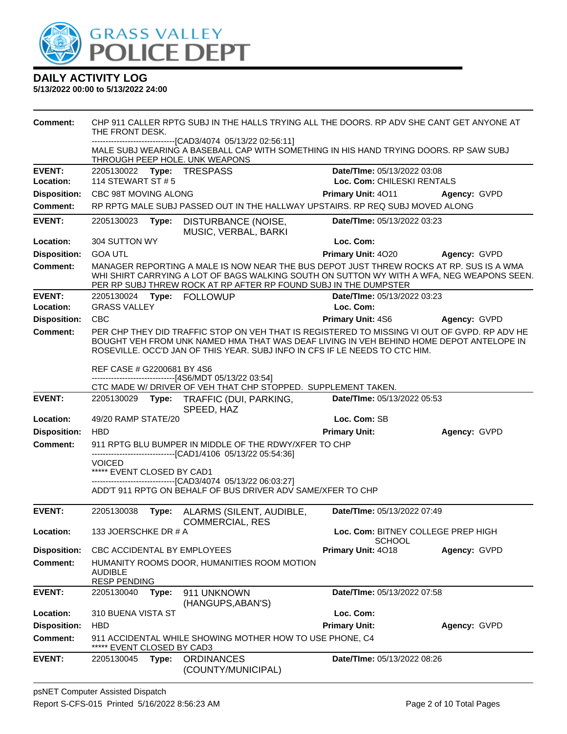# GRASS VALLEY POLICE DEPT

## DAILY ACTIVITY LOG

**5/13/2022 00:00 to 5/13/2022 24:00**

**Comment:** CHP 911 CALLER RPTG SUBJ IN THE HALLS TRYING ALL THE DOORS. RP ADV SHE CANT GET ANYONE AT THE FRONT DESK.
------------------------------[CAD3/4074 05/13/22 02:56:11]
MALE SUBJ WEARING A BASEBALL CAP WITH SOMETHING IN HIS HAND TRYING DOORS. RP SAW SUBJ THROUGH PEEP HOLE. UNK WEAPONS

---

**EVENT:** 2205130022 **Type:** TRESPASS **Date/TIme:** 05/13/2022 03:08
**Location:** 114 STEWART ST # 5 **Loc. Com:** CHILESKI RENTALS
**Disposition:** CBC 98T MOVING ALONG **Primary Unit:** 4O11 **Agency:** GVPD
**Comment:** RP RPTG MALE SUBJ PASSED OUT IN THE HALLWAY UPSTAIRS. RP REQ SUBJ MOVED ALONG

---

**EVENT:** 2205130023 **Type:** DISTURBANCE (NOISE, MUSIC, VERBAL, BARKI **Date/TIme:** 05/13/2022 03:23
**Location:** 304 SUTTON WY **Loc. Com:**
**Disposition:** GOA UTL **Primary Unit:** 4O20 **Agency:** GVPD
**Comment:** MANAGER REPORTING A MALE IS NOW NEAR THE BUS DEPOT JUST THREW ROCKS AT RP. SUS IS A WMA WHI SHIRT CARRYING A LOT OF BAGS WALKING SOUTH ON SUTTON WY WITH A WFA, NEG WEAPONS SEEN. PER RP SUBJ THREW ROCK AT RP AFTER RP FOUND SUBJ IN THE DUMPSTER

---

**EVENT:** 2205130024 **Type:** FOLLOWUP **Date/TIme:** 05/13/2022 03:23
**Location:** GRASS VALLEY **Loc. Com:**
**Disposition:** CBC **Primary Unit:** 4S6 **Agency:** GVPD
**Comment:** PER CHP THEY DID TRAFFIC STOP ON VEH THAT IS REGISTERED TO MISSING VI OUT OF GVPD. RP ADV HE BOUGHT VEH FROM UNK NAMED HMA THAT WAS DEAF LIVING IN VEH BEHIND HOME DEPOT ANTELOPE IN ROSEVILLE. OCC'D JAN OF THIS YEAR. SUBJ INFO IN CFS IF LE NEEDS TO CTC HIM.

REF CASE # G2200681 BY 4S6
------------------------------[4S6/MDT 05/13/22 03:54]
CTC MADE W/ DRIVER OF VEH THAT CHP STOPPED. SUPPLEMENT TAKEN.

---

**EVENT:** 2205130029 **Type:** TRAFFIC (DUI, PARKING, SPEED, HAZ **Date/TIme:** 05/13/2022 05:53
**Location:** 49/20 RAMP STATE/20 **Loc. Com:** SB
**Disposition:** HBD **Primary Unit:** **Agency:** GVPD
**Comment:** 911 RPTG BLU BUMPER IN MIDDLE OF THE RDWY/XFER TO CHP
------------------------------[CAD1/4106 05/13/22 05:54:36]
VOICED
***** EVENT CLOSED BY CAD1
------------------------------[CAD3/4074 05/13/22 06:03:27]
ADD'T 911 RPTG ON BEHALF OF BUS DRIVER ADV SAME/XFER TO CHP

---

**EVENT:** 2205130038 **Type:** ALARMS (SILENT, AUDIBLE, COMMERCIAL, RES **Date/TIme:** 05/13/2022 07:49
**Location:** 133 JOERSCHKE DR # A **Loc. Com:** BITNEY COLLEGE PREP HIGH SCHOOL
**Disposition:** CBC ACCIDENTAL BY EMPLOYEES **Primary Unit:** 4O18 **Agency:** GVPD
**Comment:** HUMANITY ROOMS DOOR, HUMANITIES ROOM MOTION
AUDIBLE
RESP PENDING

---

**EVENT:** 2205130040 **Type:** 911 UNKNOWN (HANGUPS,ABAN'S) **Date/TIme:** 05/13/2022 07:58
**Location:** 310 BUENA VISTA ST **Loc. Com:**
**Disposition:** HBD **Primary Unit:** **Agency:** GVPD
**Comment:** 911 ACCIDENTAL WHILE SHOWING MOTHER HOW TO USE PHONE, C4
***** EVENT CLOSED BY CAD3

---

**EVENT:** 2205130045 **Type:** ORDINANCES (COUNTY/MUNICIPAL) **Date/TIme:** 05/13/2022 08:26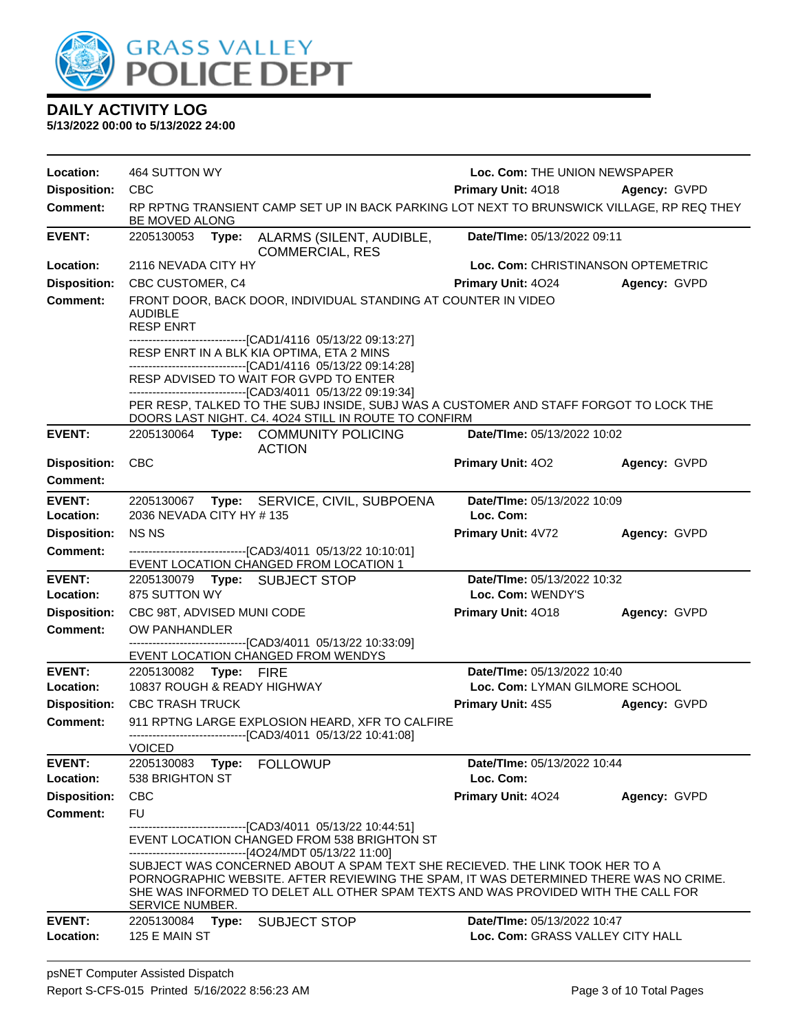# GRASS VALLEY POLICE DEPT

## DAILY ACTIVITY LOG

**5/13/2022 00:00 to 5/13/2022 24:00**

**Location:** 464 SUTTON WY | **Loc. Com:** THE UNION NEWSPAPER
**Disposition:** CBC | **Primary Unit:** 4O18 | **Agency:** GVPD
**Comment:** RP RPTNG TRANSIENT CAMP SET UP IN BACK PARKING LOT NEXT TO BRUNSWICK VILLAGE, RP REQ THEY BE MOVED ALONG

---

**EVENT:** 2205130053 **Type:** ALARMS (SILENT, AUDIBLE, COMMERCIAL, RES | **Date/TIme:** 05/13/2022 09:11
**Location:** 2116 NEVADA CITY HY | **Loc. Com:** CHRISTINANSON OPTEMETRIC
**Disposition:** CBC CUSTOMER, C4 | **Primary Unit:** 4O24 | **Agency:** GVPD
**Comment:** FRONT DOOR, BACK DOOR, INDIVIDUAL STANDING AT COUNTER IN VIDEO
AUDIBLE
RESP ENRT
------------------------------[CAD1/4116 05/13/22 09:13:27]
RESP ENRT IN A BLK KIA OPTIMA, ETA 2 MINS
------------------------------[CAD1/4116 05/13/22 09:14:28]
RESP ADVISED TO WAIT FOR GVPD TO ENTER
------------------------------[CAD3/4011 05/13/22 09:19:34]
PER RESP, TALKED TO THE SUBJ INSIDE, SUBJ WAS A CUSTOMER AND STAFF FORGOT TO LOCK THE DOORS LAST NIGHT. C4. 4O24 STILL IN ROUTE TO CONFIRM

---

**EVENT:** 2205130064 **Type:** COMMUNITY POLICING ACTION | **Date/TIme:** 05/13/2022 10:02
**Disposition:** CBC | **Primary Unit:** 4O2 | **Agency:** GVPD
**Comment:**

---

**EVENT:** 2205130067 **Type:** SERVICE, CIVIL, SUBPOENA | **Date/TIme:** 05/13/2022 10:09
**Location:** 2036 NEVADA CITY HY # 135 | **Loc. Com:**
**Disposition:** NS NS | **Primary Unit:** 4V72 | **Agency:** GVPD
**Comment:** ------------------------------[CAD3/4011 05/13/22 10:10:01]
EVENT LOCATION CHANGED FROM LOCATION 1

---

**EVENT:** 2205130079 **Type:** SUBJECT STOP | **Date/TIme:** 05/13/2022 10:32
**Location:** 875 SUTTON WY | **Loc. Com:** WENDY'S
**Disposition:** CBC 98T, ADVISED MUNI CODE | **Primary Unit:** 4O18 | **Agency:** GVPD
**Comment:** OW PANHANDLER
------------------------------[CAD3/4011 05/13/22 10:33:09]
EVENT LOCATION CHANGED FROM WENDYS

---

**EVENT:** 2205130082 **Type:** FIRE | **Date/TIme:** 05/13/2022 10:40
**Location:** 10837 ROUGH & READY HIGHWAY | **Loc. Com:** LYMAN GILMORE SCHOOL
**Disposition:** CBC TRASH TRUCK | **Primary Unit:** 4S5 | **Agency:** GVPD
**Comment:** 911 RPTNG LARGE EXPLOSION HEARD, XFR TO CALFIRE
------------------------------[CAD3/4011 05/13/22 10:41:08]
VOICED

---

**EVENT:** 2205130083 **Type:** FOLLOWUP | **Date/TIme:** 05/13/2022 10:44
**Location:** 538 BRIGHTON ST | **Loc. Com:**
**Disposition:** CBC | **Primary Unit:** 4O24 | **Agency:** GVPD
**Comment:** FU
------------------------------[CAD3/4011 05/13/22 10:44:51]
EVENT LOCATION CHANGED FROM 538 BRIGHTON ST
------------------------------[4O24/MDT 05/13/22 11:00]
SUBJECT WAS CONCERNED ABOUT A SPAM TEXT SHE RECIEVED. THE LINK TOOK HER TO A PORNOGRAPHIC WEBSITE. AFTER REVIEWING THE SPAM, IT WAS DETERMINED THERE WAS NO CRIME. SHE WAS INFORMED TO DELET ALL OTHER SPAM TEXTS AND WAS PROVIDED WITH THE CALL FOR SERVICE NUMBER.

---

**EVENT:** 2205130084 **Type:** SUBJECT STOP | **Date/TIme:** 05/13/2022 10:47
**Location:** 125 E MAIN ST | **Loc. Com:** GRASS VALLEY CITY HALL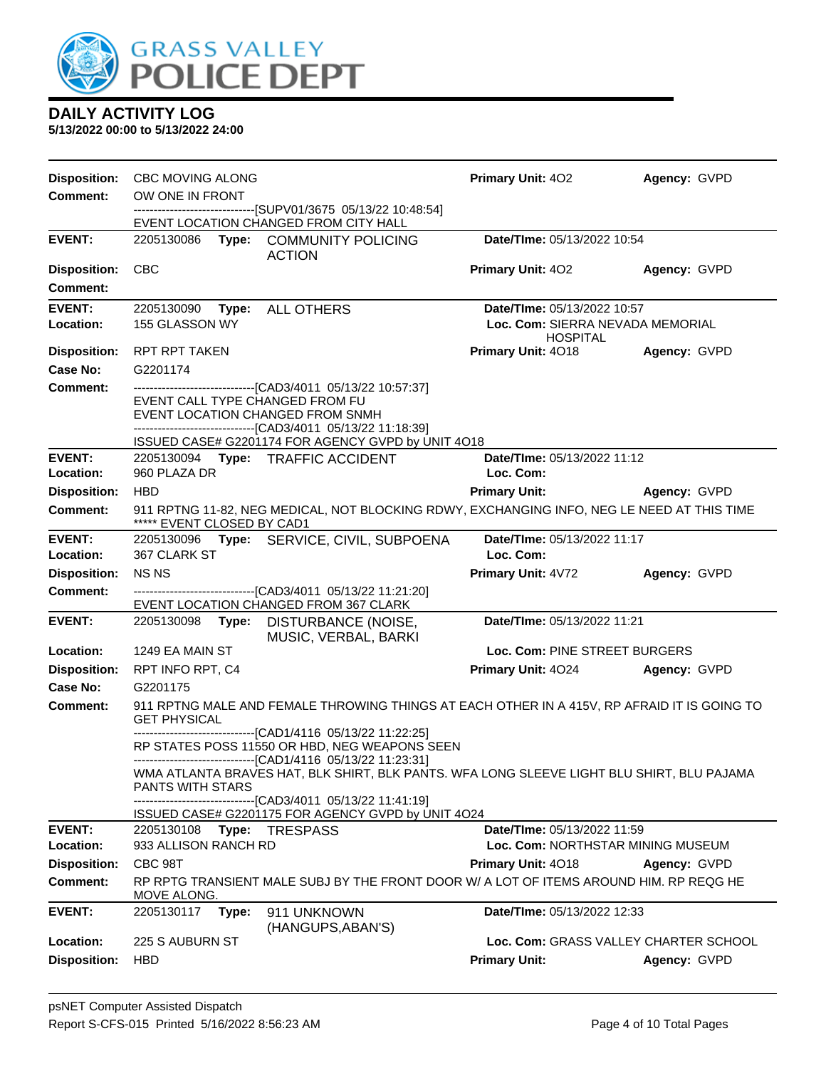# DAILY ACTIVITY LOG

**5/13/2022 00:00 to 5/13/2022 24:00**

**Disposition:** CBC MOVING ALONG | **Primary Unit:** 4O2 | **Agency:** GVPD

**Comment:** OW ONE IN FRONT
------------------------------[SUPV01/3675 05/13/22 10:48:54]
EVENT LOCATION CHANGED FROM CITY HALL

---

**EVENT:** 2205130086 **Type:** COMMUNITY POLICING ACTION | **Date/TIme:** 05/13/2022 10:54

**Disposition:** CBC | **Primary Unit:** 4O2 | **Agency:** GVPD

**Comment:**

---

**EVENT:** 2205130090 **Type:** ALL OTHERS | **Date/TIme:** 05/13/2022 10:57

**Location:** 155 GLASSON WY | **Loc. Com:** SIERRA NEVADA MEMORIAL HOSPITAL

**Disposition:** RPT RPT TAKEN | **Primary Unit:** 4O18 | **Agency:** GVPD

**Case No:** G2201174

**Comment:** ------------------------------[CAD3/4011 05/13/22 10:57:37]
EVENT CALL TYPE CHANGED FROM FU
EVENT LOCATION CHANGED FROM SNMH
------------------------------[CAD3/4011 05/13/22 11:18:39]
ISSUED CASE# G2201174 FOR AGENCY GVPD by UNIT 4O18

---

**EVENT:** 2205130094 **Type:** TRAFFIC ACCIDENT | **Date/TIme:** 05/13/2022 11:12

**Location:** 960 PLAZA DR | **Loc. Com:**

**Disposition:** HBD | **Primary Unit:** | **Agency:** GVPD

**Comment:** 911 RPTNG 11-82, NEG MEDICAL, NOT BLOCKING RDWY, EXCHANGING INFO, NEG LE NEED AT THIS TIME
***** EVENT CLOSED BY CAD1

---

**EVENT:** 2205130096 **Type:** SERVICE, CIVIL, SUBPOENA | **Date/TIme:** 05/13/2022 11:17

**Location:** 367 CLARK ST | **Loc. Com:**

**Disposition:** NS NS | **Primary Unit:** 4V72 | **Agency:** GVPD

**Comment:** ------------------------------[CAD3/4011 05/13/22 11:21:20]
EVENT LOCATION CHANGED FROM 367 CLARK

---

**EVENT:** 2205130098 **Type:** DISTURBANCE (NOISE, MUSIC, VERBAL, BARKI | **Date/TIme:** 05/13/2022 11:21

**Location:** 1249 EA MAIN ST | **Loc. Com:** PINE STREET BURGERS

**Disposition:** RPT INFO RPT, C4 | **Primary Unit:** 4O24 | **Agency:** GVPD

**Case No:** G2201175

**Comment:** 911 RPTNG MALE AND FEMALE THROWING THINGS AT EACH OTHER IN A 415V, RP AFRAID IT IS GOING TO GET PHYSICAL
------------------------------[CAD1/4116 05/13/22 11:22:25]
RP STATES POSS 11550 OR HBD, NEG WEAPONS SEEN
------------------------------[CAD1/4116 05/13/22 11:23:31]
WMA ATLANTA BRAVES HAT, BLK SHIRT, BLK PANTS. WFA LONG SLEEVE LIGHT BLU SHIRT, BLU PAJAMA PANTS WITH STARS
------------------------------[CAD3/4011 05/13/22 11:41:19]
ISSUED CASE# G2201175 FOR AGENCY GVPD by UNIT 4O24

---

**EVENT:** 2205130108 **Type:** TRESPASS | **Date/TIme:** 05/13/2022 11:59

**Location:** 933 ALLISON RANCH RD | **Loc. Com:** NORTHSTAR MINING MUSEUM

**Disposition:** CBC 98T | **Primary Unit:** 4O18 | **Agency:** GVPD

**Comment:** RP RPTG TRANSIENT MALE SUBJ BY THE FRONT DOOR W/ A LOT OF ITEMS AROUND HIM. RP REQG HE MOVE ALONG.

---

**EVENT:** 2205130117 **Type:** 911 UNKNOWN (HANGUPS,ABAN'S) | **Date/TIme:** 05/13/2022 12:33

**Location:** 225 S AUBURN ST | **Loc. Com:** GRASS VALLEY CHARTER SCHOOL

**Disposition:** HBD | **Primary Unit:** | **Agency:** GVPD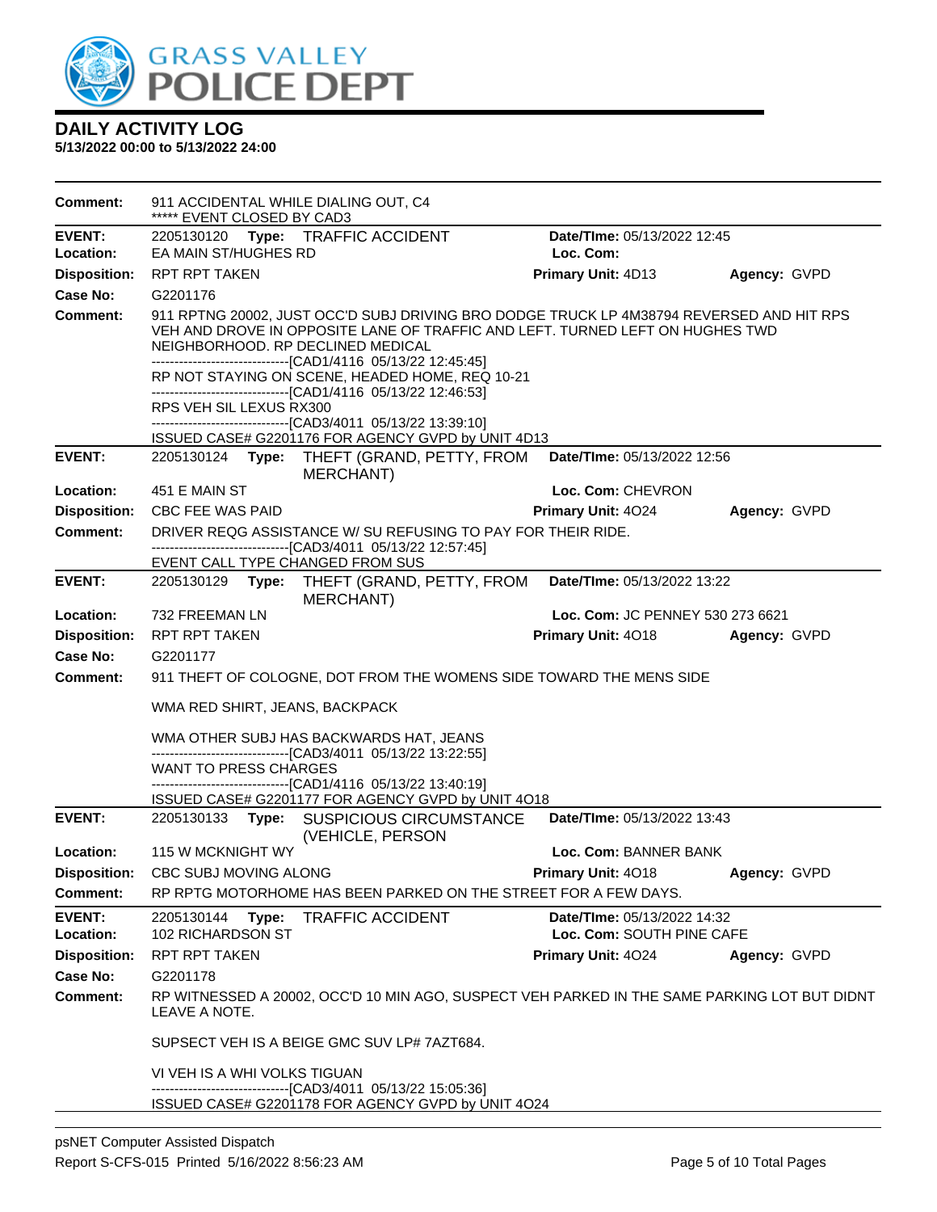# DAILY ACTIVITY LOG

**5/13/2022 00:00 to 5/13/2022 24:00**

**Comment:** 911 ACCIDENTAL WHILE DIALING OUT, C4
***** EVENT CLOSED BY CAD3

---

**EVENT:** 2205130120 **Type:** TRAFFIC ACCIDENT **Date/TIme:** 05/13/2022 12:45
**Location:** EA MAIN ST/HUGHES RD **Loc. Com:**
**Disposition:** RPT RPT TAKEN **Primary Unit:** 4D13 **Agency:** GVPD
**Case No:** G2201176
**Comment:** 911 RPTNG 20002, JUST OCC'D SUBJ DRIVING BRO DODGE TRUCK LP 4M38794 REVERSED AND HIT RPS VEH AND DROVE IN OPPOSITE LANE OF TRAFFIC AND LEFT. TURNED LEFT ON HUGHES TWD NEIGHBORHOOD. RP DECLINED MEDICAL
-------------------------------[CAD1/4116 05/13/22 12:45:45]
RP NOT STAYING ON SCENE, HEADED HOME, REQ 10-21
-------------------------------[CAD1/4116 05/13/22 12:46:53]
RPS VEH SIL LEXUS RX300
-------------------------------[CAD3/4011 05/13/22 13:39:10]
ISSUED CASE# G2201176 FOR AGENCY GVPD by UNIT 4D13

---

**EVENT:** 2205130124 **Type:** THEFT (GRAND, PETTY, FROM MERCHANT) **Date/TIme:** 05/13/2022 12:56
**Location:** 451 E MAIN ST **Loc. Com:** CHEVRON
**Disposition:** CBC FEE WAS PAID **Primary Unit:** 4O24 **Agency:** GVPD
**Comment:** DRIVER REQG ASSISTANCE W/ SU REFUSING TO PAY FOR THEIR RIDE.
-------------------------------[CAD3/4011 05/13/22 12:57:45]
EVENT CALL TYPE CHANGED FROM SUS

---

**EVENT:** 2205130129 **Type:** THEFT (GRAND, PETTY, FROM MERCHANT) **Date/TIme:** 05/13/2022 13:22
**Location:** 732 FREEMAN LN **Loc. Com:** JC PENNEY 530 273 6621
**Disposition:** RPT RPT TAKEN **Primary Unit:** 4O18 **Agency:** GVPD
**Case No:** G2201177
**Comment:** 911 THEFT OF COLOGNE, DOT FROM THE WOMENS SIDE TOWARD THE MENS SIDE

WMA RED SHIRT, JEANS, BACKPACK

WMA OTHER SUBJ HAS BACKWARDS HAT, JEANS
-------------------------------[CAD3/4011 05/13/22 13:22:55]
WANT TO PRESS CHARGES
-------------------------------[CAD1/4116 05/13/22 13:40:19]
ISSUED CASE# G2201177 FOR AGENCY GVPD by UNIT 4O18

---

**EVENT:** 2205130133 **Type:** SUSPICIOUS CIRCUMSTANCE (VEHICLE, PERSON **Date/TIme:** 05/13/2022 13:43
**Location:** 115 W MCKNIGHT WY **Loc. Com:** BANNER BANK
**Disposition:** CBC SUBJ MOVING ALONG **Primary Unit:** 4O18 **Agency:** GVPD
**Comment:** RP RPTG MOTORHOME HAS BEEN PARKED ON THE STREET FOR A FEW DAYS.

---

**EVENT:** 2205130144 **Type:** TRAFFIC ACCIDENT **Date/TIme:** 05/13/2022 14:32
**Location:** 102 RICHARDSON ST **Loc. Com:** SOUTH PINE CAFE
**Disposition:** RPT RPT TAKEN **Primary Unit:** 4O24 **Agency:** GVPD
**Case No:** G2201178
**Comment:** RP WITNESSED A 20002, OCC'D 10 MIN AGO, SUSPECT VEH PARKED IN THE SAME PARKING LOT BUT DIDNT LEAVE A NOTE.

SUPSECT VEH IS A BEIGE GMC SUV LP# 7AZT684.

VI VEH IS A WHI VOLKS TIGUAN
-------------------------------[CAD3/4011 05/13/22 15:05:36]
ISSUED CASE# G2201178 FOR AGENCY GVPD by UNIT 4O24

---

psNET Computer Assisted Dispatch
Report S-CFS-015 Printed 5/16/2022 8:56:23 AM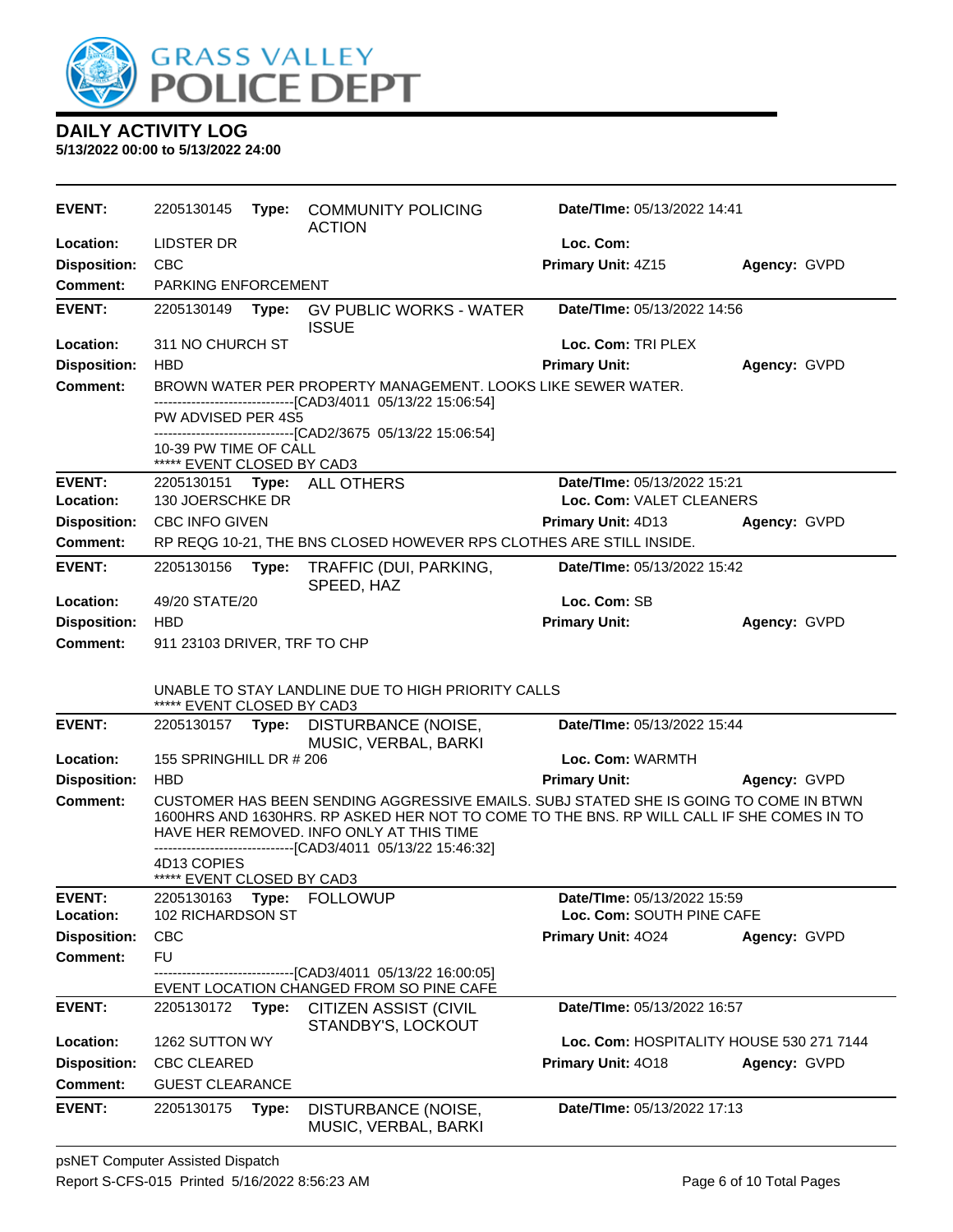## DAILY ACTIVITY LOG

**5/13/2022 00:00 to 5/13/2022 24:00**

| | | | | |
|---|---|---|---|---|
| **EVENT:** | 2205130145 **Type:** COMMUNITY POLICING ACTION | **Date/TIme:** 05/13/2022 14:41 | | |
| **Location:** | LIDSTER DR | **Loc. Com:** | | |
| **Disposition:** | CBC | **Primary Unit:** 4Z15 | **Agency:** GVPD | |
| **Comment:** | PARKING ENFORCEMENT | | | |

| | | | | |
|---|---|---|---|---|
| **EVENT:** | 2205130149 **Type:** GV PUBLIC WORKS - WATER ISSUE | **Date/TIme:** 05/13/2022 14:56 | | |
| **Location:** | 311 NO CHURCH ST | **Loc. Com:** TRI PLEX | | |
| **Disposition:** | HBD | **Primary Unit:** | **Agency:** GVPD | |
| **Comment:** | BROWN WATER PER PROPERTY MANAGEMENT. LOOKS LIKE SEWER WATER. | | | |

```
------------------------------[CAD3/4011  05/13/22 15:06:54]
PW ADVISED PER 4S5
------------------------------[CAD2/3675  05/13/22 15:06:54]
10-39 PW TIME OF CALL
***** EVENT CLOSED BY CAD3
```

| | | | | |
|---|---|---|---|---|
| **EVENT:** | 2205130151 **Type:** ALL OTHERS | **Date/TIme:** 05/13/2022 15:21 | | |
| **Location:** | 130 JOERSCHKE DR | **Loc. Com:** VALET CLEANERS | | |
| **Disposition:** | CBC INFO GIVEN | **Primary Unit:** 4D13 | **Agency:** GVPD | |
| **Comment:** | RP REQG 10-21, THE BNS CLOSED HOWEVER RPS CLOTHES ARE STILL INSIDE. | | | |

| | | | | |
|---|---|---|---|---|
| **EVENT:** | 2205130156 **Type:** TRAFFIC (DUI, PARKING, SPEED, HAZ | **Date/TIme:** 05/13/2022 15:42 | | |
| **Location:** | 49/20 STATE/20 | **Loc. Com:** SB | | |
| **Disposition:** | HBD | **Primary Unit:** | **Agency:** GVPD | |
| **Comment:** | 911 23103 DRIVER, TRF TO CHP | | | |

```
UNABLE TO STAY LANDLINE DUE TO HIGH PRIORITY CALLS
***** EVENT CLOSED BY CAD3
```

| | | | | |
|---|---|---|---|---|
| **EVENT:** | 2205130157 **Type:** DISTURBANCE (NOISE, MUSIC, VERBAL, BARKI | **Date/TIme:** 05/13/2022 15:44 | | |
| **Location:** | 155 SPRINGHILL DR # 206 | **Loc. Com:** WARMTH | | |
| **Disposition:** | HBD | **Primary Unit:** | **Agency:** GVPD | |
| **Comment:** | CUSTOMER HAS BEEN SENDING AGGRESSIVE EMAILS. SUBJ STATED SHE IS GOING TO COME IN BTWN 1600HRS AND 1630HRS. RP ASKED HER NOT TO COME TO THE BNS. RP WILL CALL IF SHE COMES IN TO HAVE HER REMOVED. INFO ONLY AT THIS TIME | | | |

```
------------------------------[CAD3/4011  05/13/22 15:46:32]
4D13 COPIES
***** EVENT CLOSED BY CAD3
```

| | | | | |
|---|---|---|---|---|
| **EVENT:** | 2205130163 **Type:** FOLLOWUP | **Date/TIme:** 05/13/2022 15:59 | | |
| **Location:** | 102 RICHARDSON ST | **Loc. Com:** SOUTH PINE CAFE | | |
| **Disposition:** | CBC | **Primary Unit:** 4O24 | **Agency:** GVPD | |
| **Comment:** | FU | | | |

```
------------------------------[CAD3/4011  05/13/22 16:00:05]
EVENT LOCATION CHANGED FROM SO PINE CAFE
```

| | | | | |
|---|---|---|---|---|
| **EVENT:** | 2205130172 **Type:** CITIZEN ASSIST (CIVIL STANDBY'S, LOCKOUT | **Date/TIme:** 05/13/2022 16:57 | | |
| **Location:** | 1262 SUTTON WY | **Loc. Com:** HOSPITALITY HOUSE 530 271 7144 | | |
| **Disposition:** | CBC CLEARED | **Primary Unit:** 4O18 | **Agency:** GVPD | |
| **Comment:** | GUEST CLEARANCE | | | |

| | | | | |
|---|---|---|---|---|
| **EVENT:** | 2205130175 **Type:** DISTURBANCE (NOISE, MUSIC, VERBAL, BARKI | **Date/TIme:** 05/13/2022 17:13 | | |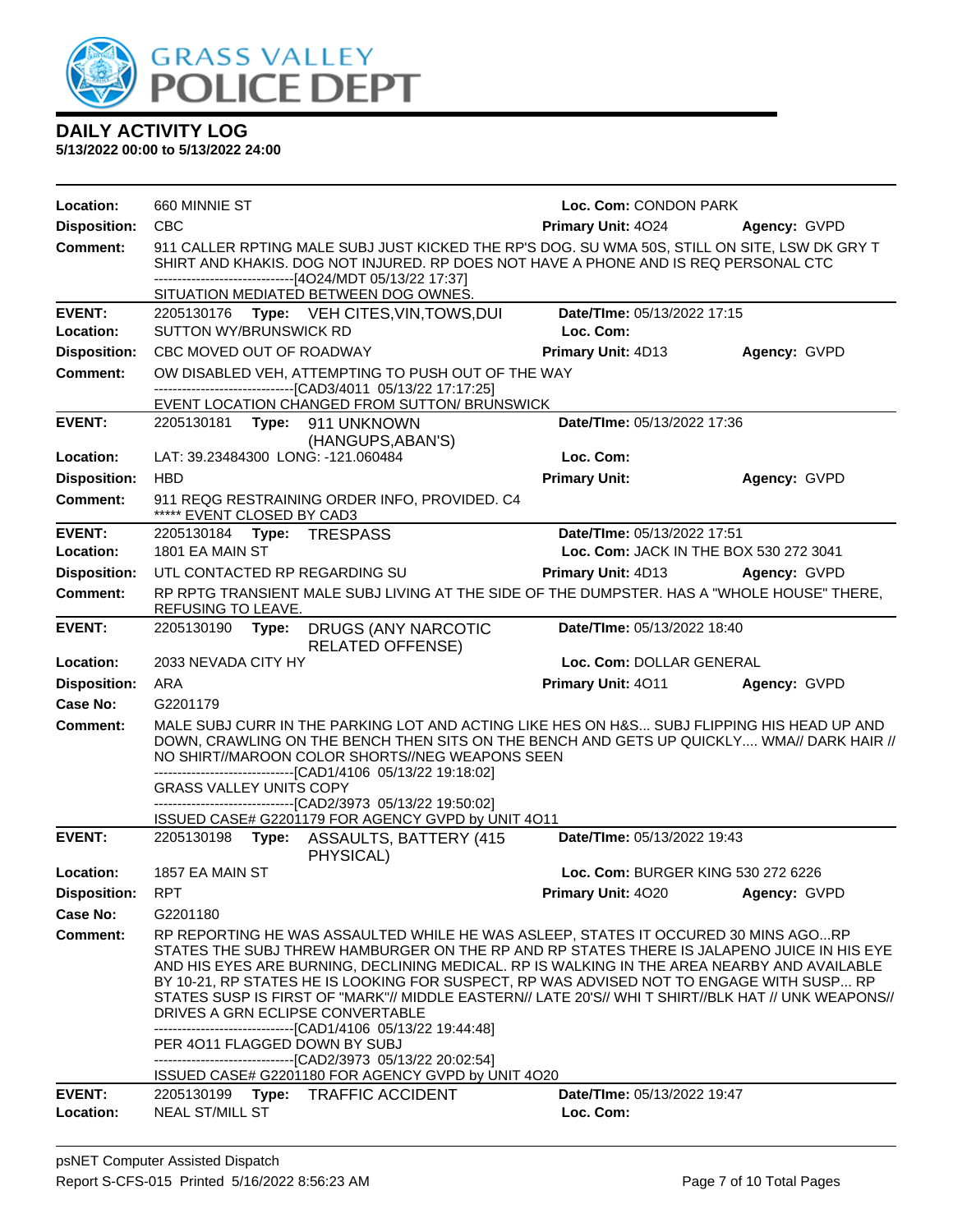# GRASS VALLEY POLICE DEPT

## DAILY ACTIVITY LOG

**5/13/2022 00:00 to 5/13/2022 24:00**

| | | | |
|---|---|---|---|
| **Location:** | 660 MINNIE ST | **Loc. Com:** CONDON PARK | |
| **Disposition:** | CBC | **Primary Unit:** 4O24 | **Agency:** GVPD |
| **Comment:** | 911 CALLER RPTING MALE SUBJ JUST KICKED THE RP'S DOG. SU WMA 50S, STILL ON SITE, LSW DK GRY T SHIRT AND KHAKIS. DOG NOT INJURED. RP DOES NOT HAVE A PHONE AND IS REQ PERSONAL CTC<br>------------------------------[4O24/MDT 05/13/22 17:37]<br>SITUATION MEDIATED BETWEEN DOG OWNES. | | |

| | | | |
|---|---|---|---|
| **EVENT:** | 2205130176 **Type:** VEH CITES,VIN,TOWS,DUI | **Date/TIme:** 05/13/2022 17:15 | |
| **Location:** | SUTTON WY/BRUNSWICK RD | **Loc. Com:** | |
| **Disposition:** | CBC MOVED OUT OF ROADWAY | **Primary Unit:** 4D13 | **Agency:** GVPD |
| **Comment:** | OW DISABLED VEH, ATTEMPTING TO PUSH OUT OF THE WAY<br>------------------------------[CAD3/4011 05/13/22 17:17:25]<br>EVENT LOCATION CHANGED FROM SUTTON/ BRUNSWICK | | |

| | | | |
|---|---|---|---|
| **EVENT:** | 2205130181 **Type:** 911 UNKNOWN (HANGUPS,ABAN'S) | **Date/TIme:** 05/13/2022 17:36 | |
| **Location:** | LAT: 39.23484300 LONG: -121.060484 | **Loc. Com:** | |
| **Disposition:** | HBD | **Primary Unit:** | **Agency:** GVPD |
| **Comment:** | 911 REQG RESTRAINING ORDER INFO, PROVIDED. C4<br>***** EVENT CLOSED BY CAD3 | | |

| | | | |
|---|---|---|---|
| **EVENT:** | 2205130184 **Type:** TRESPASS | **Date/TIme:** 05/13/2022 17:51 | |
| **Location:** | 1801 EA MAIN ST | **Loc. Com:** JACK IN THE BOX 530 272 3041 | |
| **Disposition:** | UTL CONTACTED RP REGARDING SU | **Primary Unit:** 4D13 | **Agency:** GVPD |
| **Comment:** | RP RPTG TRANSIENT MALE SUBJ LIVING AT THE SIDE OF THE DUMPSTER. HAS A "WHOLE HOUSE" THERE, REFUSING TO LEAVE. | | |

| | | | |
|---|---|---|---|
| **EVENT:** | 2205130190 **Type:** DRUGS (ANY NARCOTIC RELATED OFFENSE) | **Date/TIme:** 05/13/2022 18:40 | |
| **Location:** | 2033 NEVADA CITY HY | **Loc. Com:** DOLLAR GENERAL | |
| **Disposition:** | ARA | **Primary Unit:** 4O11 | **Agency:** GVPD |
| **Case No:** | G2201179 | | |
| **Comment:** | MALE SUBJ CURR IN THE PARKING LOT AND ACTING LIKE HES ON H&S... SUBJ FLIPPING HIS HEAD UP AND DOWN, CRAWLING ON THE BENCH THEN SITS ON THE BENCH AND GETS UP QUICKLY.... WMA// DARK HAIR // NO SHIRT//MAROON COLOR SHORTS//NEG WEAPONS SEEN<br>------------------------------[CAD1/4106 05/13/22 19:18:02]<br>GRASS VALLEY UNITS COPY<br>------------------------------[CAD2/3973 05/13/22 19:50:02]<br>ISSUED CASE# G2201179 FOR AGENCY GVPD by UNIT 4O11 | | |

| | | | |
|---|---|---|---|
| **EVENT:** | 2205130198 **Type:** ASSAULTS, BATTERY (415 PHYSICAL) | **Date/TIme:** 05/13/2022 19:43 | |
| **Location:** | 1857 EA MAIN ST | **Loc. Com:** BURGER KING 530 272 6226 | |
| **Disposition:** | RPT | **Primary Unit:** 4O20 | **Agency:** GVPD |
| **Case No:** | G2201180 | | |
| **Comment:** | RP REPORTING HE WAS ASSAULTED WHILE HE WAS ASLEEP, STATES IT OCCURED 30 MINS AGO...RP STATES THE SUBJ THREW HAMBURGER ON THE RP AND RP STATES THERE IS JALAPENO JUICE IN HIS EYE AND HIS EYES ARE BURNING, DECLINING MEDICAL. RP IS WALKING IN THE AREA NEARBY AND AVAILABLE BY 10-21, RP STATES HE IS LOOKING FOR SUSPECT, RP WAS ADVISED NOT TO ENGAGE WITH SUSP... RP STATES SUSP IS FIRST OF "MARK"// MIDDLE EASTERN// LATE 20'S// WHI T SHIRT//BLK HAT // UNK WEAPONS// DRIVES A GRN ECLIPSE CONVERTABLE<br>------------------------------[CAD1/4106 05/13/22 19:44:48]<br>PER 4O11 FLAGGED DOWN BY SUBJ<br>------------------------------[CAD2/3973 05/13/22 20:02:54]<br>ISSUED CASE# G2201180 FOR AGENCY GVPD by UNIT 4O20 | | |

| | | | |
|---|---|---|---|
| **EVENT:** | 2205130199 **Type:** TRAFFIC ACCIDENT | **Date/TIme:** 05/13/2022 19:47 | |
| **Location:** | NEAL ST/MILL ST | **Loc. Com:** | |

psNET Computer Assisted Dispatch
Report S-CFS-015 Printed 5/16/2022 8:56:23 AM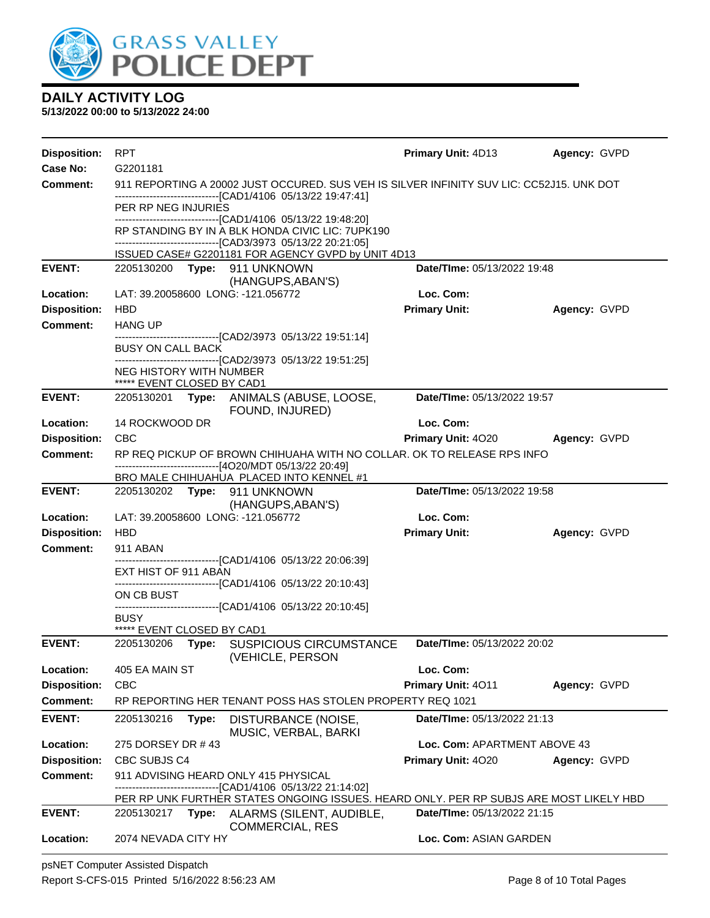# DAILY ACTIVITY LOG

**5/13/2022 00:00 to 5/13/2022 24:00**

| | | | | |
|---|---|---|---|---|
| **Disposition:** | RPT | **Primary Unit:** 4D13 | | **Agency:** GVPD |
| **Case No:** | G2201181 | | | |
| **Comment:** | 911 REPORTING A 20002 JUST OCCURED. SUS VEH IS SILVER INFINITY SUV LIC: CC52J15. UNK DOT<br>------------------------------[CAD1/4106 05/13/22 19:47:41]<br>PER RP NEG INJURIES<br>------------------------------[CAD1/4106 05/13/22 19:48:20]<br>RP STANDING BY IN A BLK HONDA CIVIC LIC: 7UPK190<br>------------------------------[CAD3/3973 05/13/22 20:21:05]<br>ISSUED CASE# G2201181 FOR AGENCY GVPD by UNIT 4D13 | | | |

| | | | | |
|---|---|---|---|---|
| **EVENT:** | 2205130200 **Type:** 911 UNKNOWN (HANGUPS,ABAN'S) | **Date/TIme:** 05/13/2022 19:48 | | |
| **Location:** | LAT: 39.20058600 LONG: -121.056772 | **Loc. Com:** | | |
| **Disposition:** | HBD | **Primary Unit:** | | **Agency:** GVPD |
| **Comment:** | HANG UP<br>------------------------------[CAD2/3973 05/13/22 19:51:14]<br>BUSY ON CALL BACK<br>------------------------------[CAD2/3973 05/13/22 19:51:25]<br>NEG HISTORY WITH NUMBER<br>***** EVENT CLOSED BY CAD1 | | | |

| | | | | |
|---|---|---|---|---|
| **EVENT:** | 2205130201 **Type:** ANIMALS (ABUSE, LOOSE, FOUND, INJURED) | **Date/TIme:** 05/13/2022 19:57 | | |
| **Location:** | 14 ROCKWOOD DR | **Loc. Com:** | | |
| **Disposition:** | CBC | **Primary Unit:** 4O20 | | **Agency:** GVPD |
| **Comment:** | RP REQ PICKUP OF BROWN CHIHUAHA WITH NO COLLAR. OK TO RELEASE RPS INFO<br>------------------------------[4O20/MDT 05/13/22 20:49]<br>BRO MALE CHIHUAHUA PLACED INTO KENNEL #1 | | | |

| | | | | |
|---|---|---|---|---|
| **EVENT:** | 2205130202 **Type:** 911 UNKNOWN (HANGUPS,ABAN'S) | **Date/TIme:** 05/13/2022 19:58 | | |
| **Location:** | LAT: 39.20058600 LONG: -121.056772 | **Loc. Com:** | | |
| **Disposition:** | HBD | **Primary Unit:** | | **Agency:** GVPD |
| **Comment:** | 911 ABAN<br>------------------------------[CAD1/4106 05/13/22 20:06:39]<br>EXT HIST OF 911 ABAN<br>------------------------------[CAD1/4106 05/13/22 20:10:43]<br>ON CB BUST<br>------------------------------[CAD1/4106 05/13/22 20:10:45]<br>BUSY<br>***** EVENT CLOSED BY CAD1 | | | |

| | | | | |
|---|---|---|---|---|
| **EVENT:** | 2205130206 **Type:** SUSPICIOUS CIRCUMSTANCE (VEHICLE, PERSON | **Date/TIme:** 05/13/2022 20:02 | | |
| **Location:** | 405 EA MAIN ST | **Loc. Com:** | | |
| **Disposition:** | CBC | **Primary Unit:** 4O11 | | **Agency:** GVPD |
| **Comment:** | RP REPORTING HER TENANT POSS HAS STOLEN PROPERTY REQ 1021 | | | |

| | | | | |
|---|---|---|---|---|
| **EVENT:** | 2205130216 **Type:** DISTURBANCE (NOISE, MUSIC, VERBAL, BARKI | **Date/TIme:** 05/13/2022 21:13 | | |
| **Location:** | 275 DORSEY DR # 43 | **Loc. Com:** APARTMENT ABOVE 43 | | |
| **Disposition:** | CBC SUBJS C4 | **Primary Unit:** 4O20 | | **Agency:** GVPD |
| **Comment:** | 911 ADVISING HEARD ONLY 415 PHYSICAL<br>------------------------------[CAD1/4106 05/13/22 21:14:02]<br>PER RP UNK FURTHER STATES ONGOING ISSUES. HEARD ONLY. PER RP SUBJS ARE MOST LIKELY HBD | | | |

| | | | | |
|---|---|---|---|---|
| **EVENT:** | 2205130217 **Type:** ALARMS (SILENT, AUDIBLE, COMMERCIAL, RES | **Date/TIme:** 05/13/2022 21:15 | | |
| **Location:** | 2074 NEVADA CITY HY | **Loc. Com:** ASIAN GARDEN | | |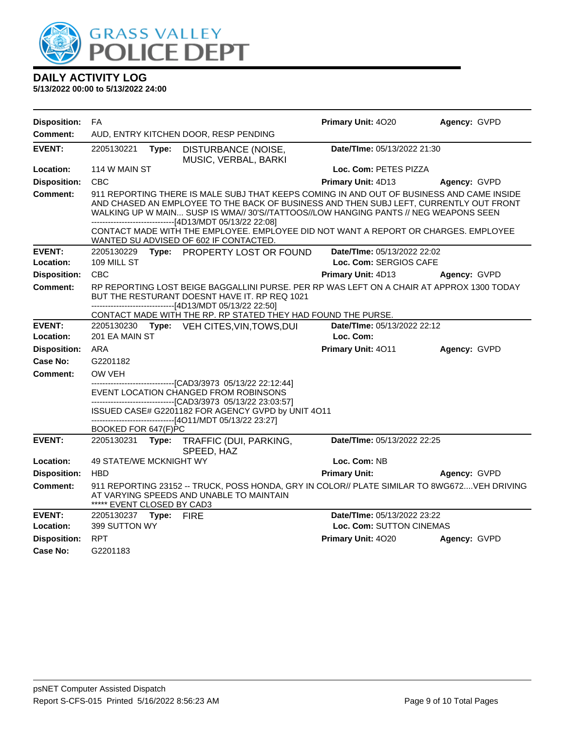**GRASS VALLEY POLICE DEPT**

## DAILY ACTIVITY LOG

**5/13/2022 00:00 to 5/13/2022 24:00**

| | | | |
|---|---|---|---|
| **Disposition:** FA | | **Primary Unit:** 4O20 | **Agency:** GVPD |
| **Comment:** AUD, ENTRY KITCHEN DOOR, RESP PENDING | | | |

| | | | |
|---|---|---|---|
| **EVENT:** 2205130221 | **Type:** DISTURBANCE (NOISE, MUSIC, VERBAL, BARKI | **Date/TIme:** 05/13/2022 21:30 | |
| **Location:** 114 W MAIN ST | | **Loc. Com:** PETES PIZZA | |
| **Disposition:** CBC | | **Primary Unit:** 4D13 | **Agency:** GVPD |

**Comment:** 911 REPORTING THERE IS MALE SUBJ THAT KEEPS COMING IN AND OUT OF BUSINESS AND CAME INSIDE AND CHASED AN EMPLOYEE TO THE BACK OF BUSINESS AND THEN SUBJ LEFT, CURRENTLY OUT FRONT WALKING UP W MAIN... SUSP IS WMA// 30'S//TATTOOS//LOW HANGING PANTS // NEG WEAPONS SEEN
------------------------------[4D13/MDT 05/13/22 22:08]
CONTACT MADE WITH THE EMPLOYEE. EMPLOYEE DID NOT WANT A REPORT OR CHARGES. EMPLOYEE WANTED SU ADVISED OF 602 IF CONTACTED.

| | | | |
|---|---|---|---|
| **EVENT:** 2205130229 | **Type:** PROPERTY LOST OR FOUND | **Date/TIme:** 05/13/2022 22:02 | |
| **Location:** 109 MILL ST | | **Loc. Com:** SERGIOS CAFE | |
| **Disposition:** CBC | | **Primary Unit:** 4D13 | **Agency:** GVPD |

**Comment:** RP REPORTING LOST BEIGE BAGGALLINI PURSE. PER RP WAS LEFT ON A CHAIR AT APPROX 1300 TODAY BUT THE RESTURANT DOESNT HAVE IT. RP REQ 1021
------------------------------[4D13/MDT 05/13/22 22:50]
CONTACT MADE WITH THE RP. RP STATED THEY HAD FOUND THE PURSE.

| | | | |
|---|---|---|---|
| **EVENT:** 2205130230 | **Type:** VEH CITES,VIN,TOWS,DUI | **Date/TIme:** 05/13/2022 22:12 | |
| **Location:** 201 EA MAIN ST | | **Loc. Com:** | |
| **Disposition:** ARA | | **Primary Unit:** 4O11 | **Agency:** GVPD |
| **Case No:** G2201182 | | | |

**Comment:** OW VEH
------------------------------[CAD3/3973 05/13/22 22:12:44]
EVENT LOCATION CHANGED FROM ROBINSONS
------------------------------[CAD3/3973 05/13/22 23:03:57]
ISSUED CASE# G2201182 FOR AGENCY GVPD by UNIT 4O11
------------------------------[4O11/MDT 05/13/22 23:27]
BOOKED FOR 647(F)PC

| | | | |
|---|---|---|---|
| **EVENT:** 2205130231 | **Type:** TRAFFIC (DUI, PARKING, SPEED, HAZ | **Date/TIme:** 05/13/2022 22:25 | |
| **Location:** 49 STATE/WE MCKNIGHT WY | | **Loc. Com:** NB | |
| **Disposition:** HBD | | **Primary Unit:** | **Agency:** GVPD |

**Comment:** 911 REPORTING 23152 -- TRUCK, POSS HONDA, GRY IN COLOR// PLATE SIMILAR TO 8WG672....VEH DRIVING AT VARYING SPEEDS AND UNABLE TO MAINTAIN
***** EVENT CLOSED BY CAD3

| | | | |
|---|---|---|---|
| **EVENT:** 2205130237 | **Type:** FIRE | **Date/TIme:** 05/13/2022 23:22 | |
| **Location:** 399 SUTTON WY | | **Loc. Com:** SUTTON CINEMAS | |
| **Disposition:** RPT | | **Primary Unit:** 4O20 | **Agency:** GVPD |
| **Case No:** G2201183 | | | |

psNET Computer Assisted Dispatch
Report S-CFS-015 Printed 5/16/2022 8:56:23 AM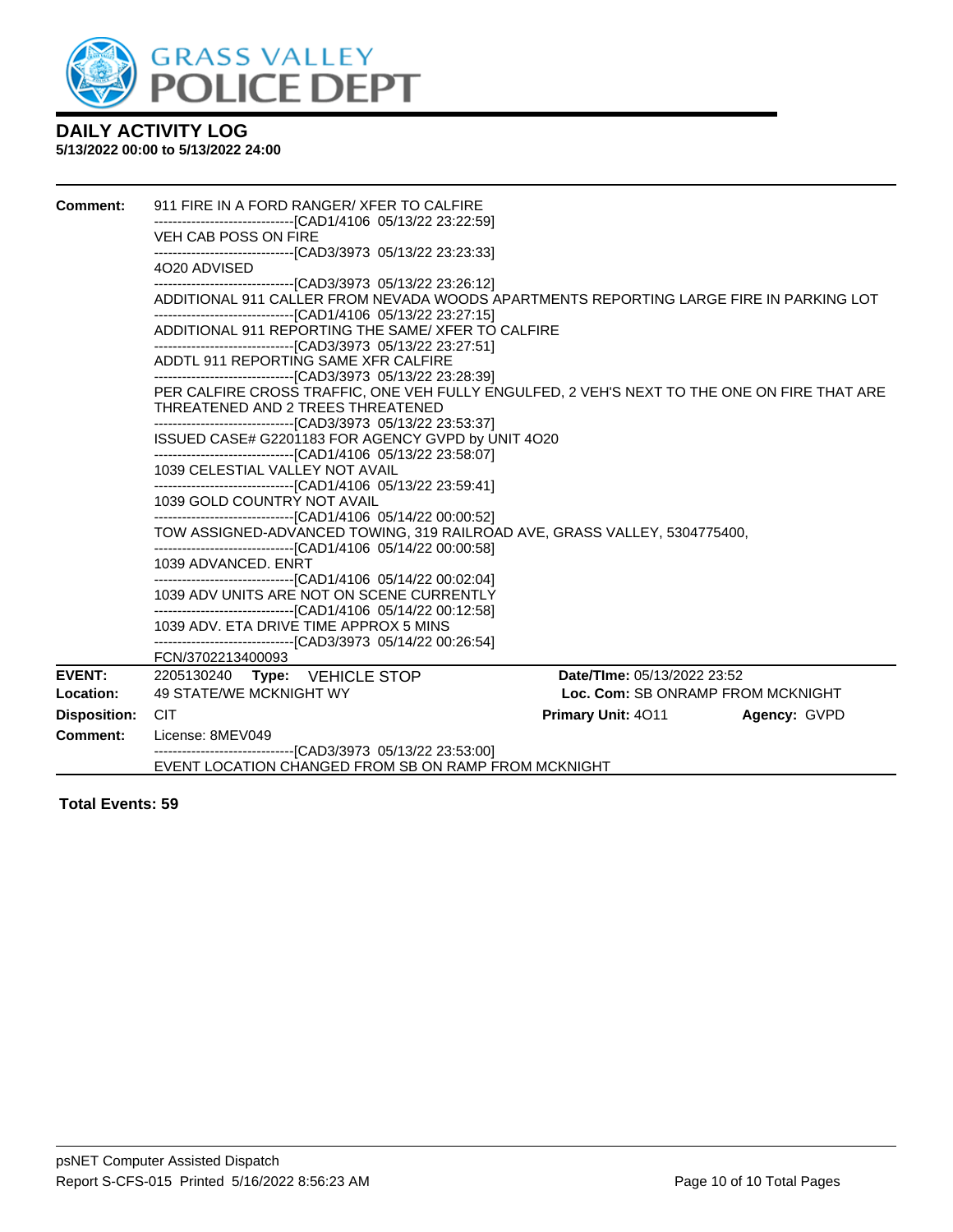**DAILY ACTIVITY LOG**
**5/13/2022 00:00 to 5/13/2022 24:00**

**Comment:** 911 FIRE IN A FORD RANGER/ XFER TO CALFIRE
------------------------------[CAD1/4106 05/13/22 23:22:59]
VEH CAB POSS ON FIRE
------------------------------[CAD3/3973 05/13/22 23:23:33]
4O20 ADVISED
------------------------------[CAD3/3973 05/13/22 23:26:12]
ADDITIONAL 911 CALLER FROM NEVADA WOODS APARTMENTS REPORTING LARGE FIRE IN PARKING LOT
------------------------------[CAD1/4106 05/13/22 23:27:15]
ADDITIONAL 911 REPORTING THE SAME/ XFER TO CALFIRE
------------------------------[CAD3/3973 05/13/22 23:27:51]
ADDTL 911 REPORTING SAME XFR CALFIRE
------------------------------[CAD3/3973 05/13/22 23:28:39]
PER CALFIRE CROSS TRAFFIC, ONE VEH FULLY ENGULFED, 2 VEH'S NEXT TO THE ONE ON FIRE THAT ARE THREATENED AND 2 TREES THREATENED
------------------------------[CAD3/3973 05/13/22 23:53:37]
ISSUED CASE# G2201183 FOR AGENCY GVPD by UNIT 4O20
------------------------------[CAD1/4106 05/13/22 23:58:07]
1039 CELESTIAL VALLEY NOT AVAIL
------------------------------[CAD1/4106 05/13/22 23:59:41]
1039 GOLD COUNTRY NOT AVAIL
------------------------------[CAD1/4106 05/14/22 00:00:52]
TOW ASSIGNED-ADVANCED TOWING, 319 RAILROAD AVE, GRASS VALLEY, 5304775400,
------------------------------[CAD1/4106 05/14/22 00:00:58]
1039 ADVANCED. ENRT
------------------------------[CAD1/4106 05/14/22 00:02:04]
1039 ADV UNITS ARE NOT ON SCENE CURRENTLY
------------------------------[CAD1/4106 05/14/22 00:12:58]
1039 ADV. ETA DRIVE TIME APPROX 5 MINS
------------------------------[CAD3/3973 05/14/22 00:26:54]
FCN/3702213400093

---

**EVENT:** 2205130240 **Type:** VEHICLE STOP **Date/TIme:** 05/13/2022 23:52
**Location:** 49 STATE/WE MCKNIGHT WY **Loc. Com:** SB ONRAMP FROM MCKNIGHT
**Disposition:** CIT **Primary Unit:** 4O11 **Agency:** GVPD
**Comment:** License: 8MEV049
------------------------------[CAD3/3973 05/13/22 23:53:00]
EVENT LOCATION CHANGED FROM SB ON RAMP FROM MCKNIGHT

---

**Total Events: 59**